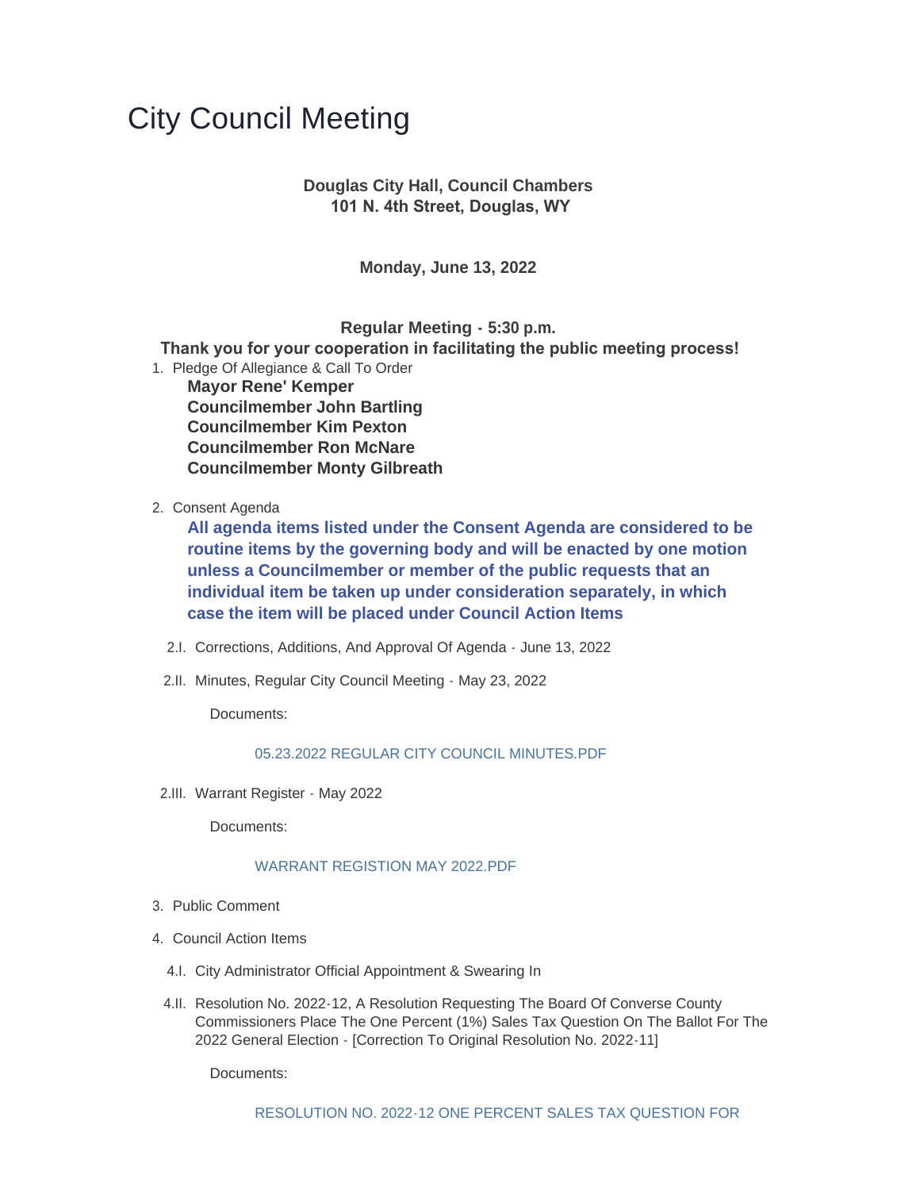# City Council Meeting

**Douglas City Hall, Council Chambers**
**101 N. 4th Street, Douglas, WY**

**Monday, June 13, 2022**

**Regular Meeting - 5:30 p.m.**
**Thank you for your cooperation in facilitating the public meeting process!**

1. Pledge Of Allegiance & Call To Order

   **Mayor Rene' Kemper**
   **Councilmember John Bartling**
   **Councilmember Kim Pexton**
   **Councilmember Ron McNare**
   **Councilmember Monty Gilbreath**

2. Consent Agenda

   **All agenda items listed under the Consent Agenda are considered to be routine items by the governing body and will be enacted by one motion unless a Councilmember or member of the public requests that an individual item be taken up under consideration separately, in which case the item will be placed under Council Action Items**

   2.I. Corrections, Additions, And Approval Of Agenda - June 13, 2022

   2.II. Minutes, Regular City Council Meeting - May 23, 2022

   Documents:

   05.23.2022 REGULAR CITY COUNCIL MINUTES.PDF

   2.III. Warrant Register - May 2022

   Documents:

   WARRANT REGISTION MAY 2022.PDF

3. Public Comment

4. Council Action Items

   4.I. City Administrator Official Appointment & Swearing In

   4.II. Resolution No. 2022-12, A Resolution Requesting The Board Of Converse County Commissioners Place The One Percent (1%) Sales Tax Question On The Ballot For The 2022 General Election - [Correction To Original Resolution No. 2022-11]

   Documents:

   RESOLUTION NO. 2022-12 ONE PERCENT SALES TAX QUESTION FOR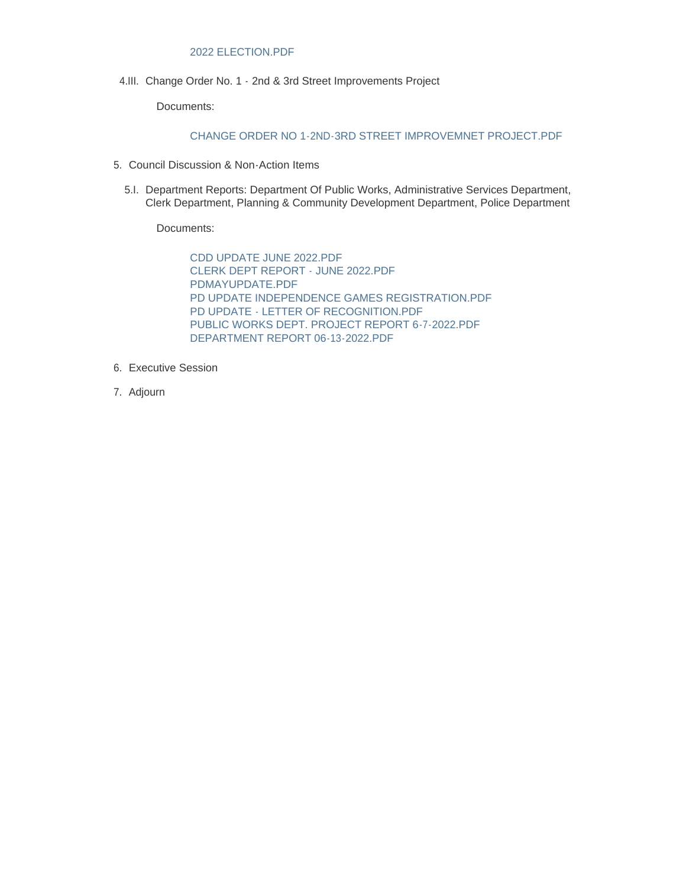2022 ELECTION.PDF

4.III. Change Order No. 1 - 2nd & 3rd Street Improvements Project

Documents:

CHANGE ORDER NO 1-2ND-3RD STREET IMPROVEMNET PROJECT.PDF

5. Council Discussion & Non-Action Items

5.I. Department Reports: Department Of Public Works, Administrative Services Department, Clerk Department, Planning & Community Development Department, Police Department

Documents:

CDD UPDATE JUNE 2022.PDF
CLERK DEPT REPORT - JUNE 2022.PDF
PDMAYUPDATE.PDF
PD UPDATE INDEPENDENCE GAMES REGISTRATION.PDF
PD UPDATE - LETTER OF RECOGNITION.PDF
PUBLIC WORKS DEPT. PROJECT REPORT 6-7-2022.PDF
DEPARTMENT REPORT 06-13-2022.PDF

6. Executive Session

7. Adjourn